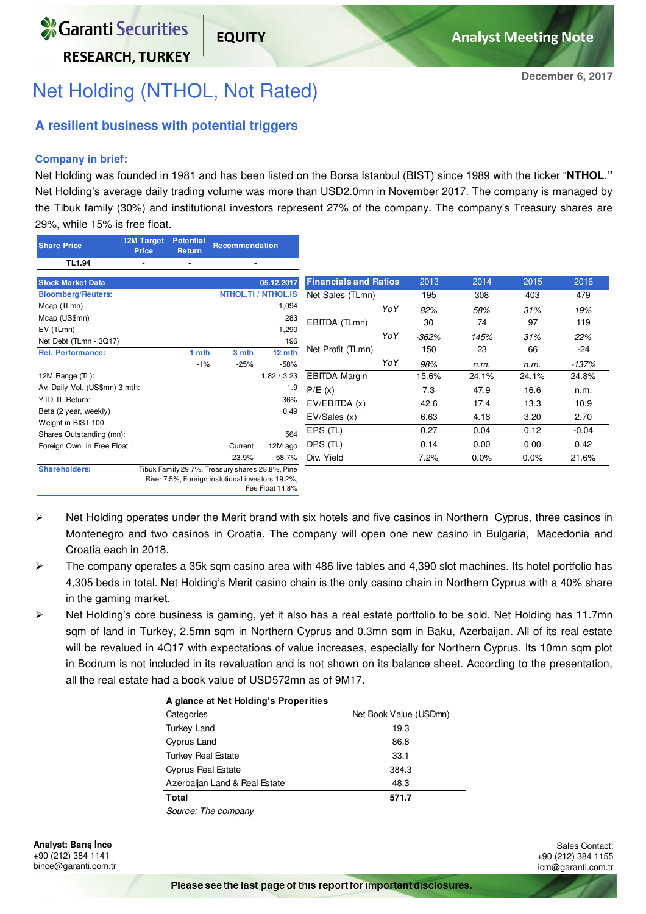Garanti Securities RESEARCH, TURKEY | EQUITY | Analyst Meeting Note

December 6, 2017

# Net Holding (NTHOL, Not Rated)

## A resilient business with potential triggers

### Company in brief:

Net Holding was founded in 1981 and has been listed on the Borsa Istanbul (BIST) since 1989 with the ticker "**NTHOL**." Net Holding's average daily trading volume was more than USD2.0mn in November 2017. The company is managed by the Tibuk family (30%) and institutional investors represent 27% of the company. The company's Treasury shares are 29%, while 15% is free float.

| Share Price | 12M Target Price | Potential Return | Recommendation |
|---|---|---|---|
| TL1.94 | - | - | - |

| Stock Market Data | | | 05.12.2017 |
|---|---|---|---|
| Bloomberg/Reuters: | | | NTHOL.TI / NTHOL.IS |
| Mcap (TLmn) | | | 1,094 |
| Mcap (US$mn) | | | 283 |
| EV (TLmn) | | | 1,290 |
| Net Debt (TLmn - 3Q17) | | | 196 |
| Rel. Performance: | 1 mth | 3 mth | 12 mth |
| | -1% | -25% | -58% |
| 12M Range (TL): | | | 1.82 / 3.23 |
| Av. Daily Vol. (US$mn) 3 mth: | | | 1.9 |
| YTD TL Return: | | | -36% |
| Beta (2 year, weekly) | | | 0.49 |
| Weight in BIST-100 | | | - |
| Shares Outstanding (mn): | | | 564 |
| Foreign Own. in Free Float : | | Current | 12M ago |
| | | 23.9% | 58.7% |
| Shareholders: | Tibuk Family 29.7%, Treasury shares 28.8%, Pine River 7.5%, Foreign instutional investors 19.2%, Fee Float 14.8% | | |

| Financials and Ratios | 2013 | 2014 | 2015 | 2016 |
|---|---|---|---|---|
| Net Sales (TLmn) | 195 | 308 | 403 | 479 |
| *YoY* | *82%* | *58%* | *31%* | *19%* |
| EBITDA (TLmn) | 30 | 74 | 97 | 119 |
| *YoY* | *-362%* | *145%* | *31%* | *22%* |
| Net Profit (TLmn) | 150 | 23 | 66 | -24 |
| *YoY* | *98%* | *n.m.* | *n.m.* | *-137%* |
| EBITDA Margin | 15.6% | 24.1% | 24.1% | 24.8% |
| P/E (x) | 7.3 | 47.9 | 16.6 | n.m. |
| EV/EBITDA (x) | 42.6 | 17.4 | 13.3 | 10.9 |
| EV/Sales (x) | 6.63 | 4.18 | 3.20 | 2.70 |
| EPS (TL) | 0.27 | 0.04 | 0.12 | -0.04 |
| DPS (TL) | 0.14 | 0.00 | 0.00 | 0.42 |
| Div. Yield | 7.2% | 0.0% | 0.0% | 21.6% |

- Net Holding operates under the Merit brand with six hotels and five casinos in Northern Cyprus, three casinos in Montenegro and two casinos in Croatia. The company will open one new casino in Bulgaria, Macedonia and Croatia each in 2018.
- The company operates a 35k sqm casino area with 486 live tables and 4,390 slot machines. Its hotel portfolio has 4,305 beds in total. Net Holding's Merit casino chain is the only casino chain in Northern Cyprus with a 40% share in the gaming market.
- Net Holding's core business is gaming, yet it also has a real estate portfolio to be sold. Net Holding has 11.7mn sqm of land in Turkey, 2.5mn sqm in Northern Cyprus and 0.3mn sqm in Baku, Azerbaijan. All of its real estate will be revalued in 4Q17 with expectations of value increases, especially for Northern Cyprus. Its 10mn sqm plot in Bodrum is not included in its revaluation and is not shown on its balance sheet. According to the presentation, all the real estate had a book value of USD572mn as of 9M17.

**A glance at Net Holding's Properities**

| Categories | Net Book Value (USDmn) |
|---|---|
| Turkey Land | 19.3 |
| Cyprus Land | 86.8 |
| Turkey Real Estate | 33.1 |
| Cyprus Real Estate | 384.3 |
| Azerbaijan Land & Real Estate | 48.3 |
| **Total** | **571.7** |

*Source: The company*

**Analyst: Barış İnce**
+90 (212) 384 1141
bince@garanti.com.tr

Sales Contact:
+90 (212) 384 1155
icm@garanti.com.tr

**Please see the last page of this report for important disclosures.**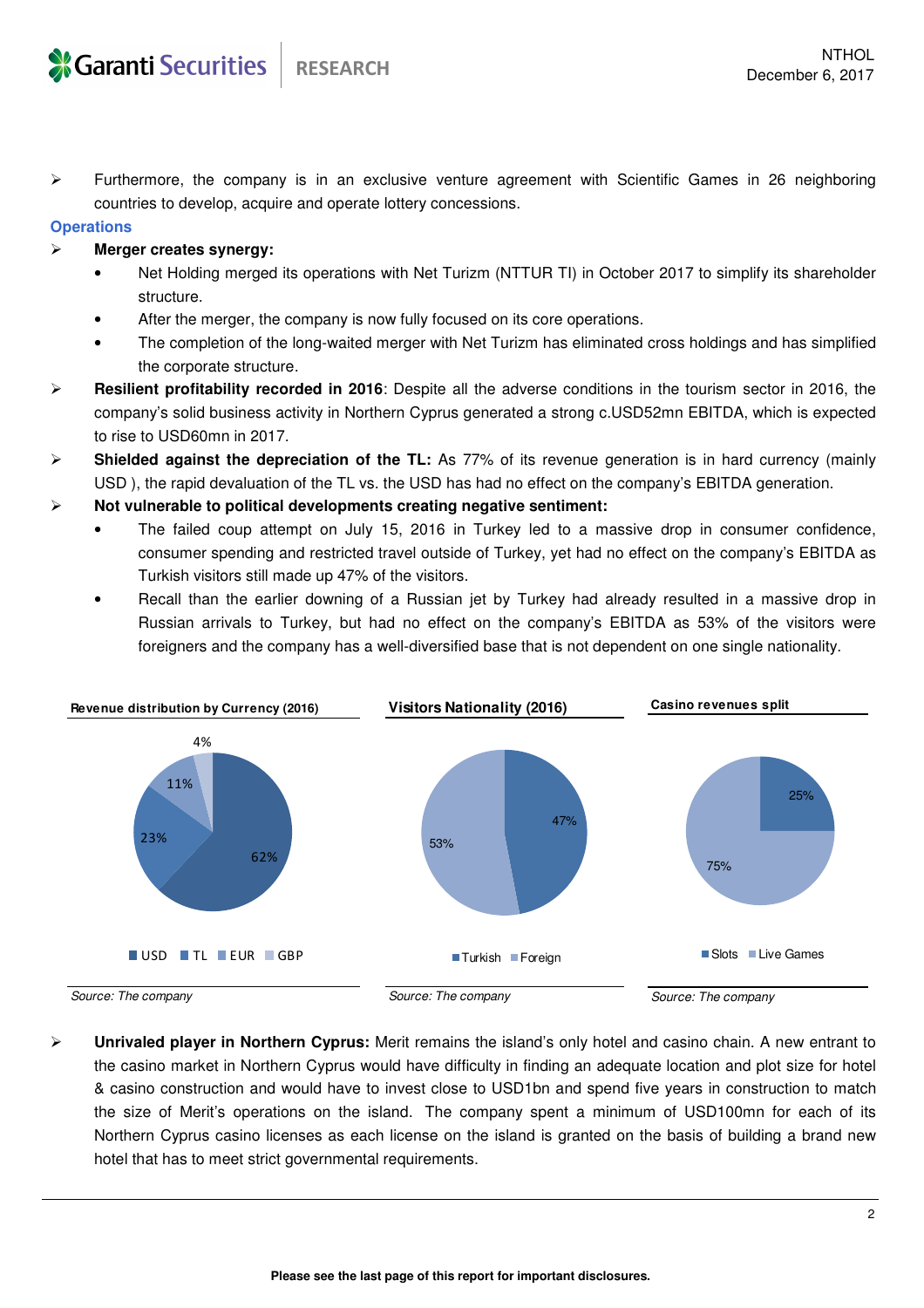- Furthermore, the company is in an exclusive venture agreement with Scientific Games in 26 neighboring countries to develop, acquire and operate lottery concessions.

### Operations

- **Merger creates synergy:**
  - Net Holding merged its operations with Net Turizm (NTTUR TI) in October 2017 to simplify its shareholder structure.
  - After the merger, the company is now fully focused on its core operations.
  - The completion of the long-waited merger with Net Turizm has eliminated cross holdings and has simplified the corporate structure.
- **Resilient profitability recorded in 2016**: Despite all the adverse conditions in the tourism sector in 2016, the company's solid business activity in Northern Cyprus generated a strong c.USD52mn EBITDA, which is expected to rise to USD60mn in 2017.
- **Shielded against the depreciation of the TL:** As 77% of its revenue generation is in hard currency (mainly USD ), the rapid devaluation of the TL vs. the USD has had no effect on the company's EBITDA generation.
- **Not vulnerable to political developments creating negative sentiment:**
  - The failed coup attempt on July 15, 2016 in Turkey led to a massive drop in consumer confidence, consumer spending and restricted travel outside of Turkey, yet had no effect on the company's EBITDA as Turkish visitors still made up 47% of the visitors.
  - Recall than the earlier downing of a Russian jet by Turkey had already resulted in a massive drop in Russian arrivals to Turkey, but had no effect on the company's EBITDA as 53% of the visitors were foreigners and the company has a well-diversified base that is not dependent on one single nationality.

**Revenue distribution by Currency (2016)**

| Currency | Share |
|---|---|
| USD | 62% |
| TL | 23% |
| EUR | 11% |
| GBP | 4% |

*Source: The company*

**Visitors Nationality (2016)**

| Nationality | Share |
|---|---|
| Turkish | 47% |
| Foreign | 53% |

*Source: The company*

**Casino revenues split**

| Type | Share |
|---|---|
| Slots | 25% |
| Live Games | 75% |

*Source: The company*

- **Unrivaled player in Northern Cyprus:** Merit remains the island's only hotel and casino chain. A new entrant to the casino market in Northern Cyprus would have difficulty in finding an adequate location and plot size for hotel & casino construction and would have to invest close to USD1bn and spend five years in construction to match the size of Merit's operations on the island. The company spent a minimum of USD100mn for each of its Northern Cyprus casino licenses as each license on the island is granted on the basis of building a brand new hotel that has to meet strict governmental requirements.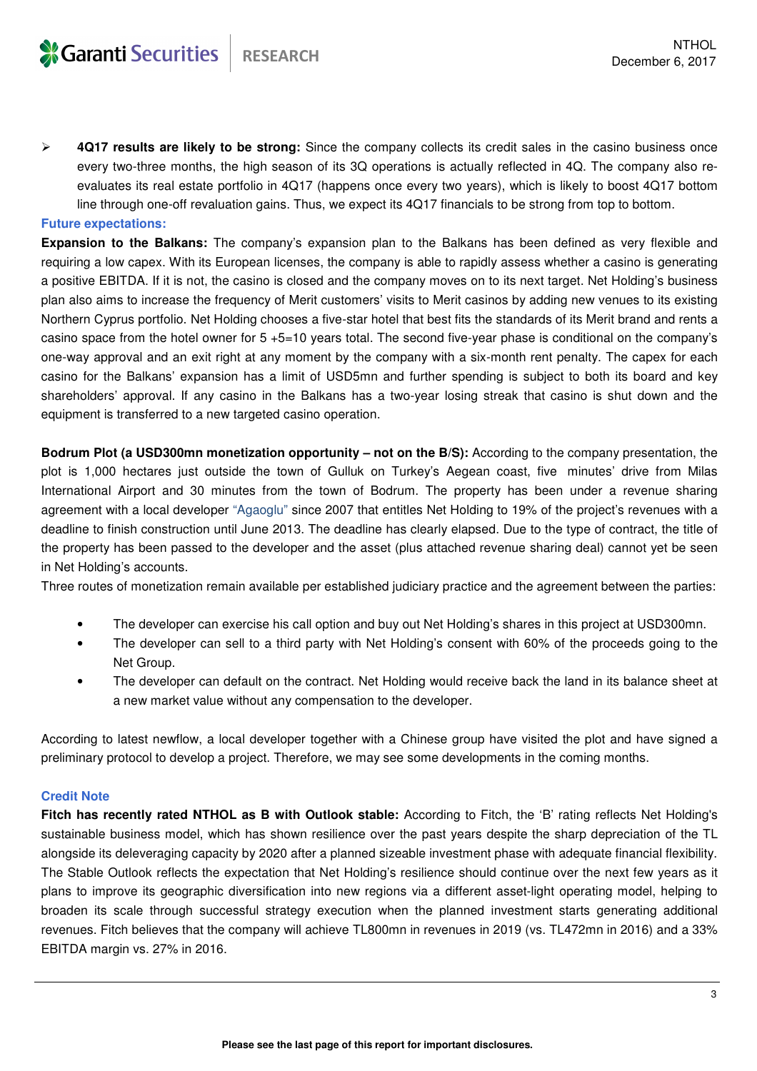- **4Q17 results are likely to be strong:** Since the company collects its credit sales in the casino business once every two-three months, the high season of its 3Q operations is actually reflected in 4Q. The company also re-evaluates its real estate portfolio in 4Q17 (happens once every two years), which is likely to boost 4Q17 bottom line through one-off revaluation gains. Thus, we expect its 4Q17 financials to be strong from top to bottom.

### Future expectations:

**Expansion to the Balkans:** The company's expansion plan to the Balkans has been defined as very flexible and requiring a low capex. With its European licenses, the company is able to rapidly assess whether a casino is generating a positive EBITDA. If it is not, the casino is closed and the company moves on to its next target. Net Holding's business plan also aims to increase the frequency of Merit customers' visits to Merit casinos by adding new venues to its existing Northern Cyprus portfolio. Net Holding chooses a five-star hotel that best fits the standards of its Merit brand and rents a casino space from the hotel owner for 5 +5=10 years total. The second five-year phase is conditional on the company's one-way approval and an exit right at any moment by the company with a six-month rent penalty. The capex for each casino for the Balkans' expansion has a limit of USD5mn and further spending is subject to both its board and key shareholders' approval. If any casino in the Balkans has a two-year losing streak that casino is shut down and the equipment is transferred to a new targeted casino operation.

**Bodrum Plot (a USD300mn monetization opportunity – not on the B/S):** According to the company presentation, the plot is 1,000 hectares just outside the town of Gulluk on Turkey's Aegean coast, five minutes' drive from Milas International Airport and 30 minutes from the town of Bodrum. The property has been under a revenue sharing agreement with a local developer "Agaoglu" since 2007 that entitles Net Holding to 19% of the project's revenues with a deadline to finish construction until June 2013. The deadline has clearly elapsed. Due to the type of contract, the title of the property has been passed to the developer and the asset (plus attached revenue sharing deal) cannot yet be seen in Net Holding's accounts.

Three routes of monetization remain available per established judiciary practice and the agreement between the parties:

- The developer can exercise his call option and buy out Net Holding's shares in this project at USD300mn.
- The developer can sell to a third party with Net Holding's consent with 60% of the proceeds going to the Net Group.
- The developer can default on the contract. Net Holding would receive back the land in its balance sheet at a new market value without any compensation to the developer.

According to latest newflow, a local developer together with a Chinese group have visited the plot and have signed a preliminary protocol to develop a project. Therefore, we may see some developments in the coming months.

### Credit Note

**Fitch has recently rated NTHOL as B with Outlook stable:** According to Fitch, the 'B' rating reflects Net Holding's sustainable business model, which has shown resilience over the past years despite the sharp depreciation of the TL alongside its deleveraging capacity by 2020 after a planned sizeable investment phase with adequate financial flexibility. The Stable Outlook reflects the expectation that Net Holding's resilience should continue over the next few years as it plans to improve its geographic diversification into new regions via a different asset-light operating model, helping to broaden its scale through successful strategy execution when the planned investment starts generating additional revenues. Fitch believes that the company will achieve TL800mn in revenues in 2019 (vs. TL472mn in 2016) and a 33% EBITDA margin vs. 27% in 2016.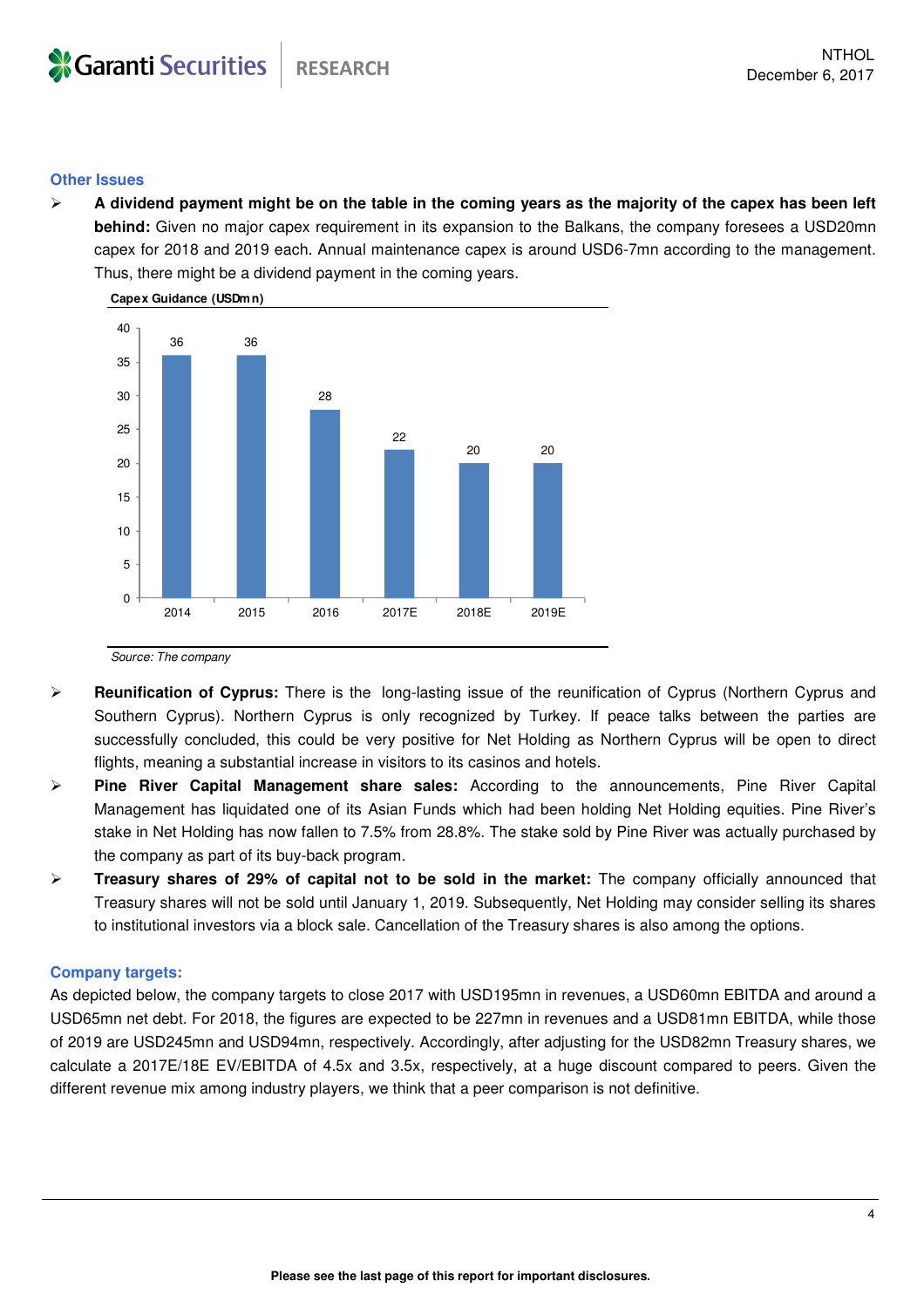### Other Issues

- **A dividend payment might be on the table in the coming years as the majority of the capex has been left behind:** Given no major capex requirement in its expansion to the Balkans, the company foresees a USD20mn capex for 2018 and 2019 each. Annual maintenance capex is around USD6-7mn according to the management. Thus, there might be a dividend payment in the coming years.

**Capex Guidance (USDmn)**

| 2014 | 2015 | 2016 | 2017E | 2018E | 2019E |
|---|---|---|---|---|---|
| 36 | 36 | 28 | 22 | 20 | 20 |

*Source: The company*

- **Reunification of Cyprus:** There is the long-lasting issue of the reunification of Cyprus (Northern Cyprus and Southern Cyprus). Northern Cyprus is only recognized by Turkey. If peace talks between the parties are successfully concluded, this could be very positive for Net Holding as Northern Cyprus will be open to direct flights, meaning a substantial increase in visitors to its casinos and hotels.
- **Pine River Capital Management share sales:** According to the announcements, Pine River Capital Management has liquidated one of its Asian Funds which had been holding Net Holding equities. Pine River's stake in Net Holding has now fallen to 7.5% from 28.8%. The stake sold by Pine River was actually purchased by the company as part of its buy-back program.
- **Treasury shares of 29% of capital not to be sold in the market:** The company officially announced that Treasury shares will not be sold until January 1, 2019. Subsequently, Net Holding may consider selling its shares to institutional investors via a block sale. Cancellation of the Treasury shares is also among the options.

### Company targets:

As depicted below, the company targets to close 2017 with USD195mn in revenues, a USD60mn EBITDA and around a USD65mn net debt. For 2018, the figures are expected to be 227mn in revenues and a USD81mn EBITDA, while those of 2019 are USD245mn and USD94mn, respectively. Accordingly, after adjusting for the USD82mn Treasury shares, we calculate a 2017E/18E EV/EBITDA of 4.5x and 3.5x, respectively, at a huge discount compared to peers. Given the different revenue mix among industry players, we think that a peer comparison is not definitive.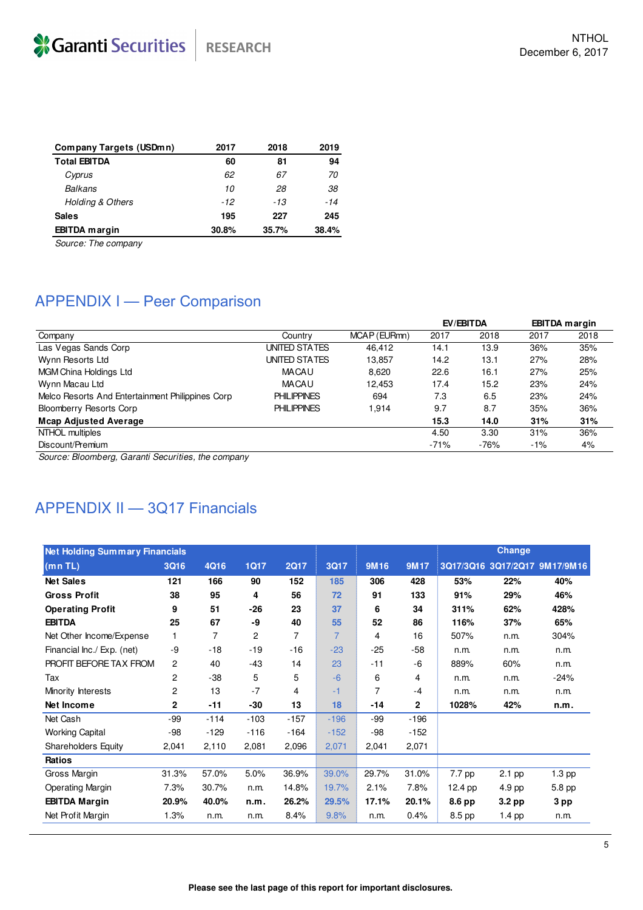| Company Targets (USDmn) | 2017 | 2018 | 2019 |
|---|---|---|---|
| **Total EBITDA** | **60** | **81** | **94** |
| *Cyprus* | *62* | *67* | *70* |
| *Balkans* | *10* | *28* | *38* |
| *Holding & Others* | *-12* | *-13* | *-14* |
| **Sales** | **195** | **227** | **245** |
| **EBITDA margin** | **30.8%** | **35.7%** | **38.4%** |

*Source: The company*

## APPENDIX I — Peer Comparison

| Company | Country | MCAP (EURmn) | EV/EBITDA 2017 | EV/EBITDA 2018 | EBITDA margin 2017 | EBITDA margin 2018 |
|---|---|---|---|---|---|---|
| Las Vegas Sands Corp | UNITED STATES | 46,412 | 14.1 | 13.9 | 36% | 35% |
| Wynn Resorts Ltd | UNITED STATES | 13,857 | 14.2 | 13.1 | 27% | 28% |
| MGM China Holdings Ltd | MACAU | 8,620 | 22.6 | 16.1 | 27% | 25% |
| Wynn Macau Ltd | MACAU | 12,453 | 17.4 | 15.2 | 23% | 24% |
| Melco Resorts And Entertainment Philippines Corp | PHILIPPINES | 694 | 7.3 | 6.5 | 23% | 24% |
| Bloomberry Resorts Corp | PHILIPPINES | 1,914 | 9.7 | 8.7 | 35% | 36% |
| **Mcap Adjusted Average** | | | **15.3** | **14.0** | **31%** | **31%** |
| NTHOL multiples | | | 4.50 | 3.30 | 31% | 36% |
| Discount/Premium | | | -71% | -76% | -1% | 4% |

*Source: Bloomberg, Garanti Securities, the company*

## APPENDIX II — 3Q17 Financials

| Net Holding Summary Financials (mn TL) | 3Q16 | 4Q16 | 1Q17 | 2Q17 | 3Q17 | 9M16 | 9M17 | Change 3Q17/3Q16 | Change 3Q17/2Q17 | Change 9M17/9M16 |
|---|---|---|---|---|---|---|---|---|---|---|
| **Net Sales** | **121** | **166** | **90** | **152** | **185** | **306** | **428** | **53%** | **22%** | **40%** |
| **Gross Profit** | **38** | **95** | **4** | **56** | **72** | **91** | **133** | **91%** | **29%** | **46%** |
| **Operating Profit** | **9** | **51** | **-26** | **23** | **37** | **6** | **34** | **311%** | **62%** | **428%** |
| **EBITDA** | **25** | **67** | **-9** | **40** | **55** | **52** | **86** | **116%** | **37%** | **65%** |
| Net Other Income/Expense | 1 | 7 | 2 | 7 | 7 | 4 | 16 | 507% | n.m. | 304% |
| Financial Inc./ Exp. (net) | -9 | -18 | -19 | -16 | -23 | -25 | -58 | n.m. | n.m. | n.m. |
| PROFIT BEFORE TAX FROM | 2 | 40 | -43 | 14 | 23 | -11 | -6 | 889% | 60% | n.m. |
| Tax | 2 | -38 | 5 | 5 | -6 | 6 | 4 | n.m. | n.m. | -24% |
| Minority Interests | 2 | 13 | -7 | 4 | -1 | 7 | -4 | n.m. | n.m. | n.m. |
| **Net Income** | **2** | **-11** | **-30** | **13** | **18** | **-14** | **2** | **1028%** | **42%** | **n.m.** |
| Net Cash | -99 | -114 | -103 | -157 | -196 | -99 | -196 | | | |
| Working Capital | -98 | -129 | -116 | -164 | -152 | -98 | -152 | | | |
| Shareholders Equity | 2,041 | 2,110 | 2,081 | 2,096 | 2,071 | 2,041 | 2,071 | | | |
| **Ratios** | | | | | | | | | | |
| Gross Margin | 31.3% | 57.0% | 5.0% | 36.9% | 39.0% | 29.7% | 31.0% | 7.7 pp | 2.1 pp | 1.3 pp |
| Operating Margin | 7.3% | 30.7% | n.m. | 14.8% | 19.7% | 2.1% | 7.8% | 12.4 pp | 4.9 pp | 5.8 pp |
| **EBITDA Margin** | **20.9%** | **40.0%** | **n.m.** | **26.2%** | **29.5%** | **17.1%** | **20.1%** | **8.6 pp** | **3.2 pp** | **3 pp** |
| Net Profit Margin | 1.3% | n.m. | n.m. | 8.4% | 9.8% | n.m. | 0.4% | 8.5 pp | 1.4 pp | n.m. |

**Please see the last page of this report for important disclosures.**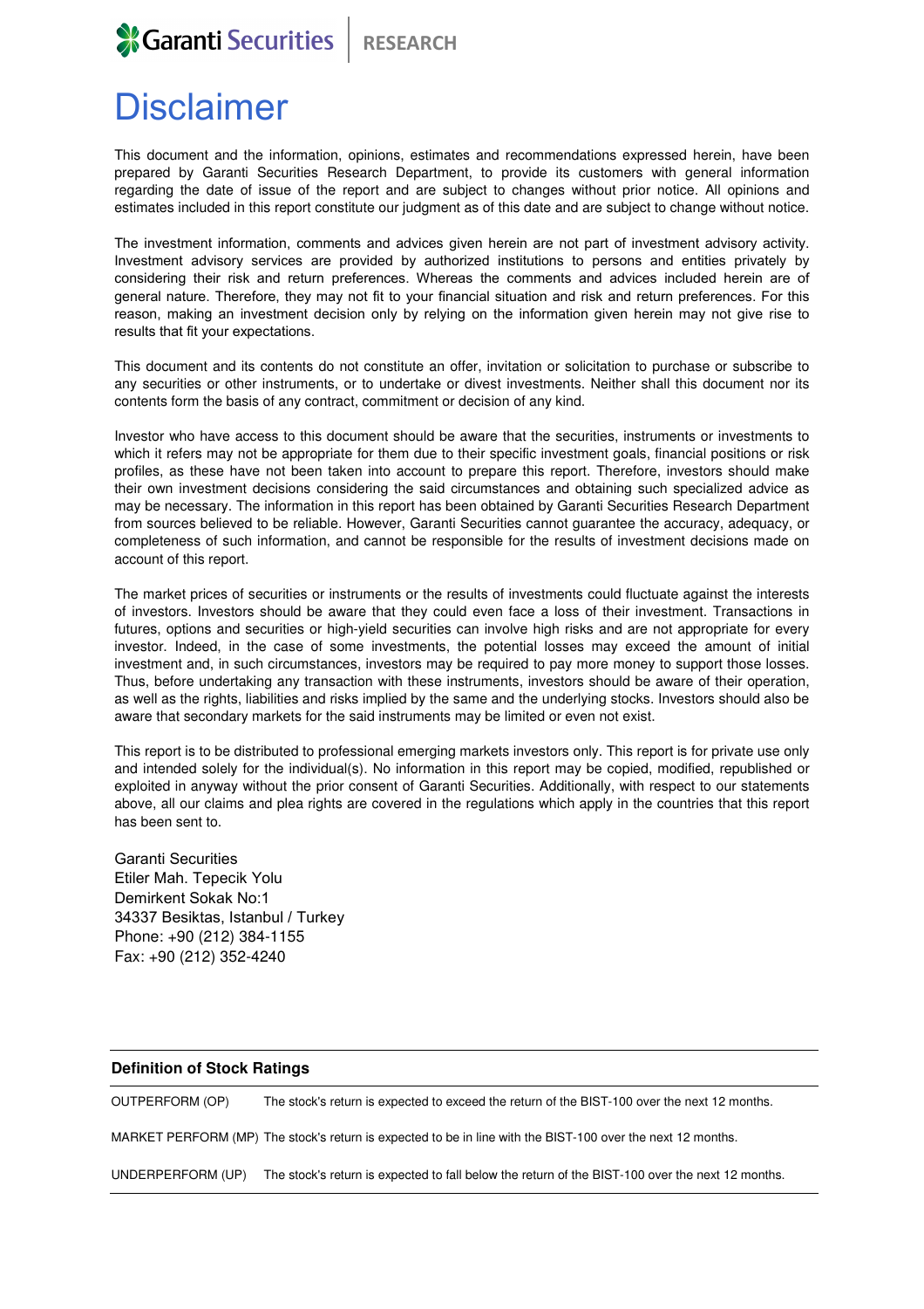# Disclaimer

This document and the information, opinions, estimates and recommendations expressed herein, have been prepared by Garanti Securities Research Department, to provide its customers with general information regarding the date of issue of the report and are subject to changes without prior notice. All opinions and estimates included in this report constitute our judgment as of this date and are subject to change without notice.

The investment information, comments and advices given herein are not part of investment advisory activity. Investment advisory services are provided by authorized institutions to persons and entities privately by considering their risk and return preferences. Whereas the comments and advices included herein are of general nature. Therefore, they may not fit to your financial situation and risk and return preferences. For this reason, making an investment decision only by relying on the information given herein may not give rise to results that fit your expectations.

This document and its contents do not constitute an offer, invitation or solicitation to purchase or subscribe to any securities or other instruments, or to undertake or divest investments. Neither shall this document nor its contents form the basis of any contract, commitment or decision of any kind.

Investor who have access to this document should be aware that the securities, instruments or investments to which it refers may not be appropriate for them due to their specific investment goals, financial positions or risk profiles, as these have not been taken into account to prepare this report. Therefore, investors should make their own investment decisions considering the said circumstances and obtaining such specialized advice as may be necessary. The information in this report has been obtained by Garanti Securities Research Department from sources believed to be reliable. However, Garanti Securities cannot guarantee the accuracy, adequacy, or completeness of such information, and cannot be responsible for the results of investment decisions made on account of this report.

The market prices of securities or instruments or the results of investments could fluctuate against the interests of investors. Investors should be aware that they could even face a loss of their investment. Transactions in futures, options and securities or high-yield securities can involve high risks and are not appropriate for every investor. Indeed, in the case of some investments, the potential losses may exceed the amount of initial investment and, in such circumstances, investors may be required to pay more money to support those losses. Thus, before undertaking any transaction with these instruments, investors should be aware of their operation, as well as the rights, liabilities and risks implied by the same and the underlying stocks. Investors should also be aware that secondary markets for the said instruments may be limited or even not exist.

This report is to be distributed to professional emerging markets investors only. This report is for private use only and intended solely for the individual(s). No information in this report may be copied, modified, republished or exploited in anyway without the prior consent of Garanti Securities. Additionally, with respect to our statements above, all our claims and plea rights are covered in the regulations which apply in the countries that this report has been sent to.

Garanti Securities
Etiler Mah. Tepecik Yolu
Demirkent Sokak No:1
34337 Besiktas, Istanbul / Turkey
Phone: +90 (212) 384-1155
Fax: +90 (212) 352-4240

**Definition of Stock Ratings**

| | |
|---|---|
| OUTPERFORM (OP) | The stock's return is expected to exceed the return of the BIST-100 over the next 12 months. |
| MARKET PERFORM (MP) | The stock's return is expected to be in line with the BIST-100 over the next 12 months. |
| UNDERPERFORM (UP) | The stock's return is expected to fall below the return of the BIST-100 over the next 12 months. |